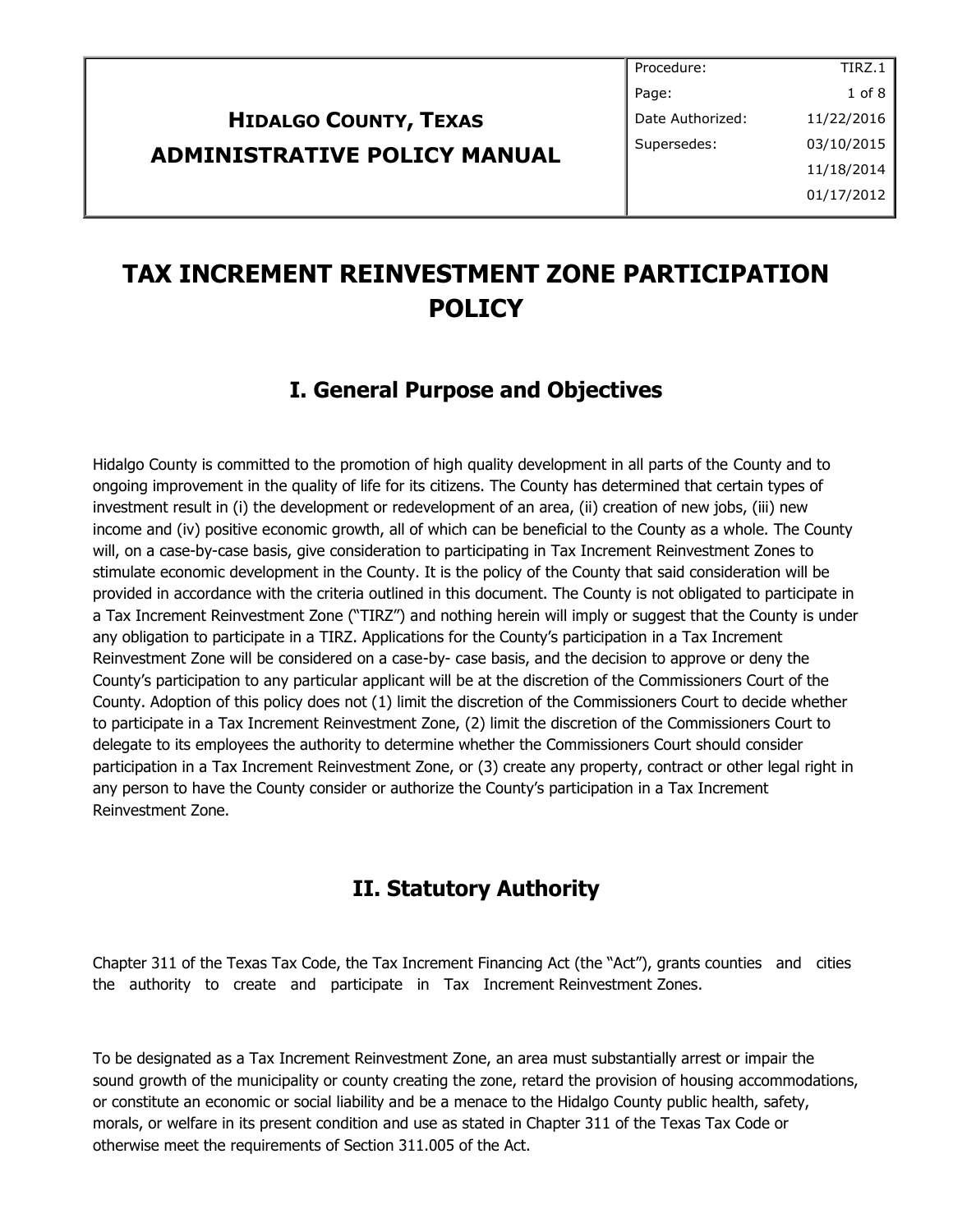| | Procedure: | TIRZ.1 |
|---|---|---|
| **HIDALGO COUNTY, TEXAS** | Page: | 1 of 8 |
| **ADMINISTRATIVE POLICY MANUAL** | Date Authorized: | 11/22/2016 |
| | Supersedes: | 03/10/2015 |
| | | 11/18/2014 |
| | | 01/17/2012 |

# TAX INCREMENT REINVESTMENT ZONE PARTICIPATION POLICY

## I. General Purpose and Objectives

Hidalgo County is committed to the promotion of high quality development in all parts of the County and to ongoing improvement in the quality of life for its citizens. The County has determined that certain types of investment result in (i) the development or redevelopment of an area, (ii) creation of new jobs, (iii) new income and (iv) positive economic growth, all of which can be beneficial to the County as a whole. The County will, on a case-by-case basis, give consideration to participating in Tax Increment Reinvestment Zones to stimulate economic development in the County. It is the policy of the County that said consideration will be provided in accordance with the criteria outlined in this document. The County is not obligated to participate in a Tax Increment Reinvestment Zone ("TIRZ") and nothing herein will imply or suggest that the County is under any obligation to participate in a TIRZ. Applications for the County's participation in a Tax Increment Reinvestment Zone will be considered on a case-by- case basis, and the decision to approve or deny the County's participation to any particular applicant will be at the discretion of the Commissioners Court of the County. Adoption of this policy does not (1) limit the discretion of the Commissioners Court to decide whether to participate in a Tax Increment Reinvestment Zone, (2) limit the discretion of the Commissioners Court to delegate to its employees the authority to determine whether the Commissioners Court should consider participation in a Tax Increment Reinvestment Zone, or (3) create any property, contract or other legal right in any person to have the County consider or authorize the County's participation in a Tax Increment Reinvestment Zone.

## II. Statutory Authority

Chapter 311 of the Texas Tax Code, the Tax Increment Financing Act (the "Act"), grants counties and cities the authority to create and participate in Tax Increment Reinvestment Zones.

To be designated as a Tax Increment Reinvestment Zone, an area must substantially arrest or impair the sound growth of the municipality or county creating the zone, retard the provision of housing accommodations, or constitute an economic or social liability and be a menace to the Hidalgo County public health, safety, morals, or welfare in its present condition and use as stated in Chapter 311 of the Texas Tax Code or otherwise meet the requirements of Section 311.005 of the Act.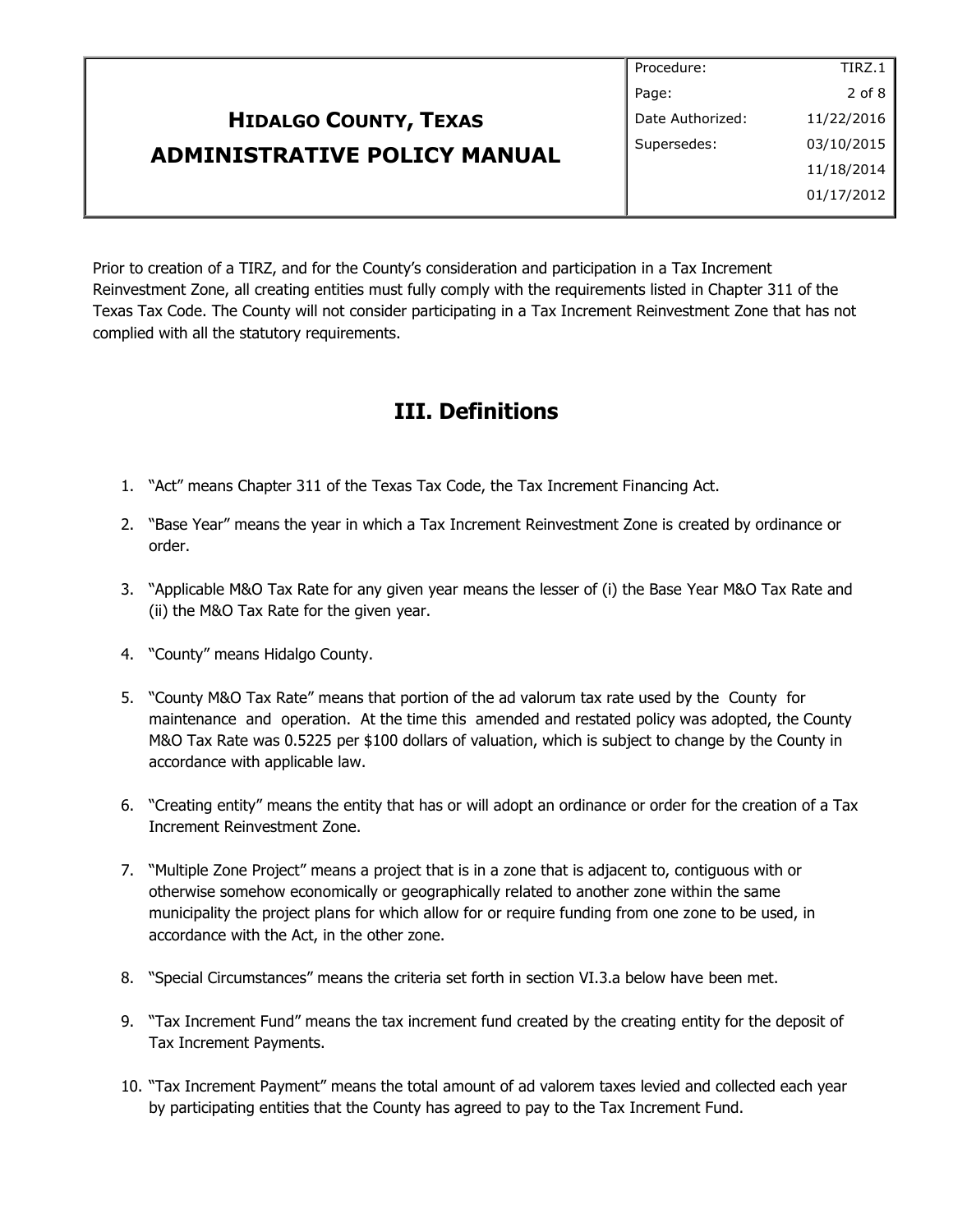Prior to creation of a TIRZ, and for the County's consideration and participation in a Tax Increment Reinvestment Zone, all creating entities must fully comply with the requirements listed in Chapter 311 of the Texas Tax Code. The County will not consider participating in a Tax Increment Reinvestment Zone that has not complied with all the statutory requirements.

## III. Definitions

1. "Act" means Chapter 311 of the Texas Tax Code, the Tax Increment Financing Act.

2. "Base Year" means the year in which a Tax Increment Reinvestment Zone is created by ordinance or order.

3. "Applicable M&O Tax Rate for any given year means the lesser of (i) the Base Year M&O Tax Rate and (ii) the M&O Tax Rate for the given year.

4. "County" means Hidalgo County.

5. "County M&O Tax Rate" means that portion of the ad valorum tax rate used by the County for maintenance and operation. At the time this amended and restated policy was adopted, the County M&O Tax Rate was 0.5225 per $100 dollars of valuation, which is subject to change by the County in accordance with applicable law.

6. "Creating entity" means the entity that has or will adopt an ordinance or order for the creation of a Tax Increment Reinvestment Zone.

7. "Multiple Zone Project" means a project that is in a zone that is adjacent to, contiguous with or otherwise somehow economically or geographically related to another zone within the same municipality the project plans for which allow for or require funding from one zone to be used, in accordance with the Act, in the other zone.

8. "Special Circumstances" means the criteria set forth in section VI.3.a below have been met.

9. "Tax Increment Fund" means the tax increment fund created by the creating entity for the deposit of Tax Increment Payments.

10. "Tax Increment Payment" means the total amount of ad valorem taxes levied and collected each year by participating entities that the County has agreed to pay to the Tax Increment Fund.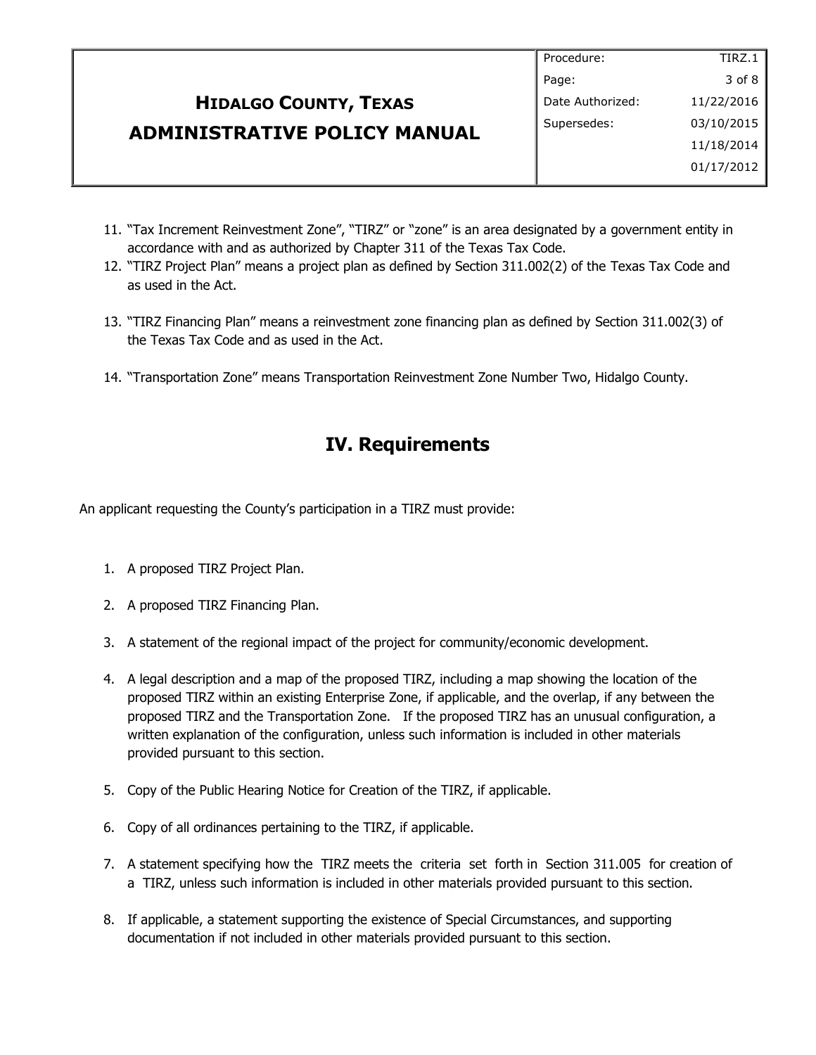11. "Tax Increment Reinvestment Zone", "TIRZ" or "zone" is an area designated by a government entity in accordance with and as authorized by Chapter 311 of the Texas Tax Code.
12. "TIRZ Project Plan" means a project plan as defined by Section 311.002(2) of the Texas Tax Code and as used in the Act.

13. "TIRZ Financing Plan" means a reinvestment zone financing plan as defined by Section 311.002(3) of the Texas Tax Code and as used in the Act.

14. "Transportation Zone" means Transportation Reinvestment Zone Number Two, Hidalgo County.

## IV. Requirements

An applicant requesting the County's participation in a TIRZ must provide:

1. A proposed TIRZ Project Plan.

2. A proposed TIRZ Financing Plan.

3. A statement of the regional impact of the project for community/economic development.

4. A legal description and a map of the proposed TIRZ, including a map showing the location of the proposed TIRZ within an existing Enterprise Zone, if applicable, and the overlap, if any between the proposed TIRZ and the Transportation Zone. If the proposed TIRZ has an unusual configuration, a written explanation of the configuration, unless such information is included in other materials provided pursuant to this section.

5. Copy of the Public Hearing Notice for Creation of the TIRZ, if applicable.

6. Copy of all ordinances pertaining to the TIRZ, if applicable.

7. A statement specifying how the TIRZ meets the criteria set forth in Section 311.005 for creation of a TIRZ, unless such information is included in other materials provided pursuant to this section.

8. If applicable, a statement supporting the existence of Special Circumstances, and supporting documentation if not included in other materials provided pursuant to this section.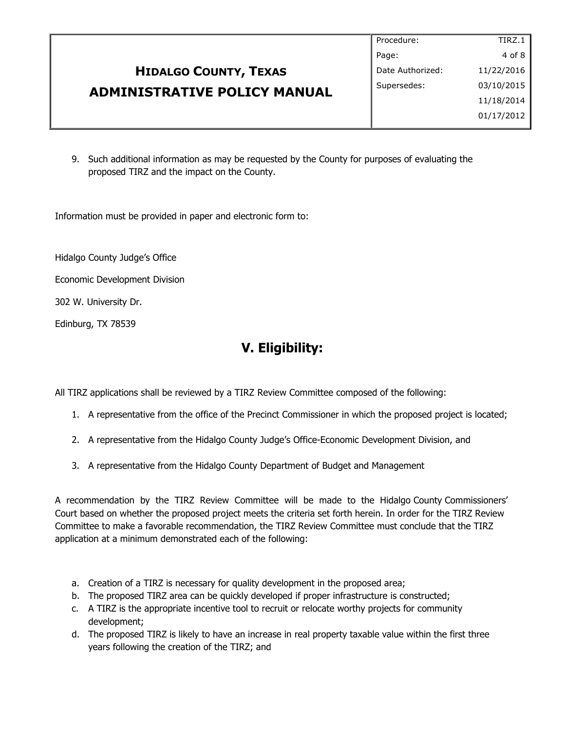9. Such additional information as may be requested by the County for purposes of evaluating the proposed TIRZ and the impact on the County.

Information must be provided in paper and electronic form to:

Hidalgo County Judge's Office

Economic Development Division

302 W. University Dr.

Edinburg, TX 78539

## V. Eligibility:

All TIRZ applications shall be reviewed by a TIRZ Review Committee composed of the following:

1. A representative from the office of the Precinct Commissioner in which the proposed project is located;
2. A representative from the Hidalgo County Judge's Office-Economic Development Division, and
3. A representative from the Hidalgo County Department of Budget and Management

A recommendation by the TIRZ Review Committee will be made to the Hidalgo County Commissioners' Court based on whether the proposed project meets the criteria set forth herein. In order for the TIRZ Review Committee to make a favorable recommendation, the TIRZ Review Committee must conclude that the TIRZ application at a minimum demonstrated each of the following:

a. Creation of a TIRZ is necessary for quality development in the proposed area;
b. The proposed TIRZ area can be quickly developed if proper infrastructure is constructed;
c. A TIRZ is the appropriate incentive tool to recruit or relocate worthy projects for community development;
d. The proposed TIRZ is likely to have an increase in real property taxable value within the first three years following the creation of the TIRZ; and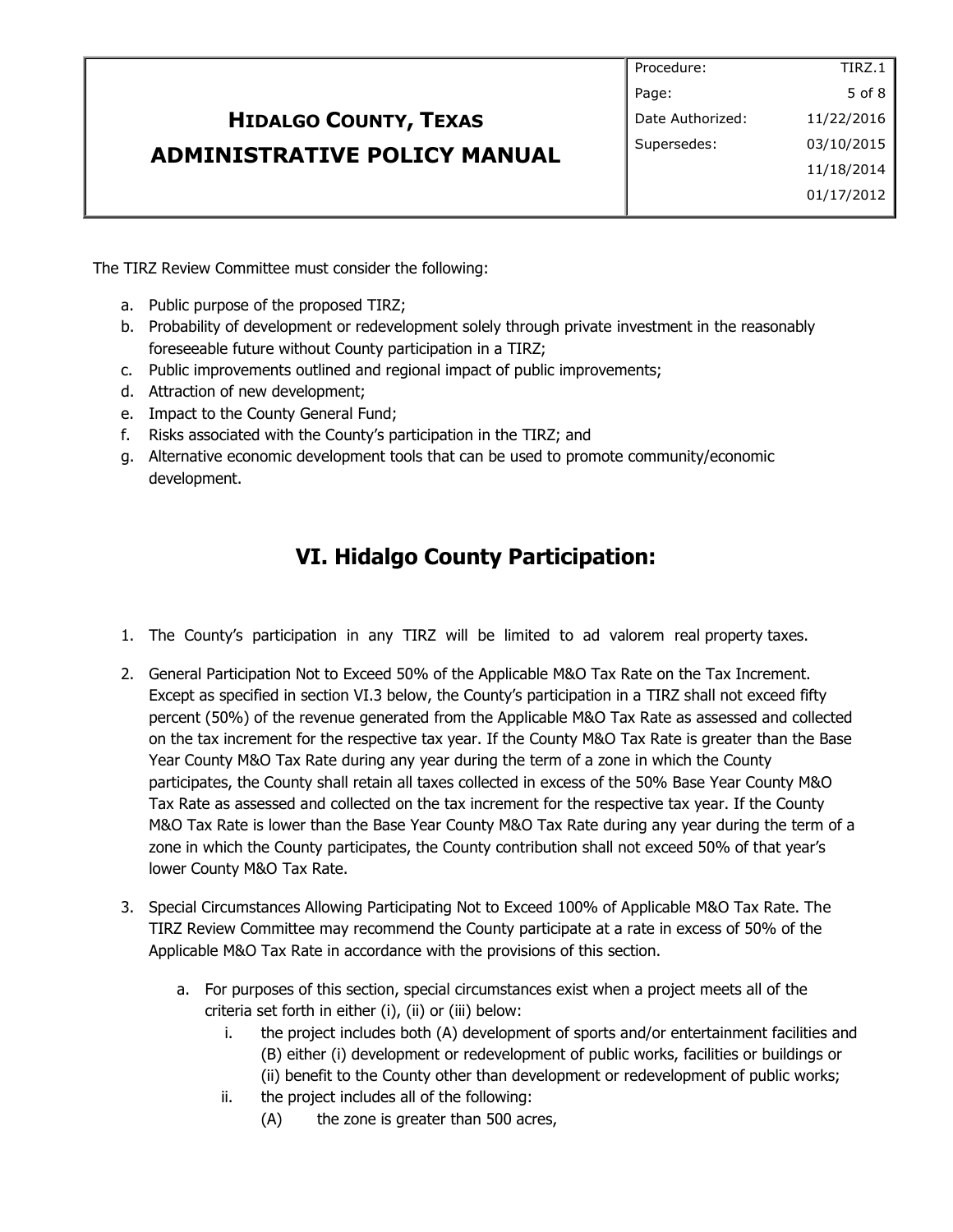The TIRZ Review Committee must consider the following:

a. Public purpose of the proposed TIRZ;
b. Probability of development or redevelopment solely through private investment in the reasonably foreseeable future without County participation in a TIRZ;
c. Public improvements outlined and regional impact of public improvements;
d. Attraction of new development;
e. Impact to the County General Fund;
f. Risks associated with the County's participation in the TIRZ; and
g. Alternative economic development tools that can be used to promote community/economic development.

## VI. Hidalgo County Participation:

1. The County's participation in any TIRZ will be limited to ad valorem real property taxes.

2. General Participation Not to Exceed 50% of the Applicable M&O Tax Rate on the Tax Increment. Except as specified in section VI.3 below, the County's participation in a TIRZ shall not exceed fifty percent (50%) of the revenue generated from the Applicable M&O Tax Rate as assessed and collected on the tax increment for the respective tax year. If the County M&O Tax Rate is greater than the Base Year County M&O Tax Rate during any year during the term of a zone in which the County participates, the County shall retain all taxes collected in excess of the 50% Base Year County M&O Tax Rate as assessed and collected on the tax increment for the respective tax year. If the County M&O Tax Rate is lower than the Base Year County M&O Tax Rate during any year during the term of a zone in which the County participates, the County contribution shall not exceed 50% of that year's lower County M&O Tax Rate.

3. Special Circumstances Allowing Participating Not to Exceed 100% of Applicable M&O Tax Rate. The TIRZ Review Committee may recommend the County participate at a rate in excess of 50% of the Applicable M&O Tax Rate in accordance with the provisions of this section.

   a. For purposes of this section, special circumstances exist when a project meets all of the criteria set forth in either (i), (ii) or (iii) below:

      i. the project includes both (A) development of sports and/or entertainment facilities and (B) either (i) development or redevelopment of public works, facilities or buildings or (ii) benefit to the County other than development or redevelopment of public works;

      ii. the project includes all of the following:

         (A) the zone is greater than 500 acres,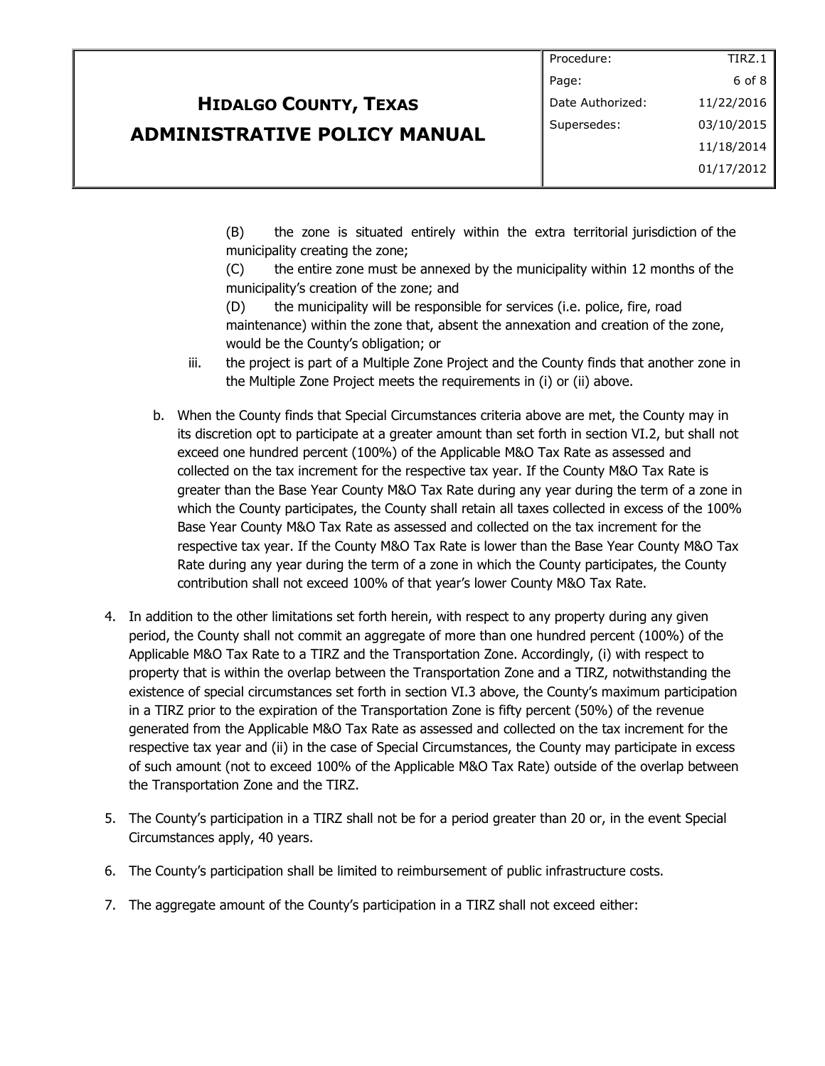(B) the zone is situated entirely within the extra territorial jurisdiction of the municipality creating the zone;

(C) the entire zone must be annexed by the municipality within 12 months of the municipality's creation of the zone; and

(D) the municipality will be responsible for services (i.e. police, fire, road maintenance) within the zone that, absent the annexation and creation of the zone, would be the County's obligation; or

iii. the project is part of a Multiple Zone Project and the County finds that another zone in the Multiple Zone Project meets the requirements in (i) or (ii) above.

b. When the County finds that Special Circumstances criteria above are met, the County may in its discretion opt to participate at a greater amount than set forth in section VI.2, but shall not exceed one hundred percent (100%) of the Applicable M&O Tax Rate as assessed and collected on the tax increment for the respective tax year. If the County M&O Tax Rate is greater than the Base Year County M&O Tax Rate during any year during the term of a zone in which the County participates, the County shall retain all taxes collected in excess of the 100% Base Year County M&O Tax Rate as assessed and collected on the tax increment for the respective tax year. If the County M&O Tax Rate is lower than the Base Year County M&O Tax Rate during any year during the term of a zone in which the County participates, the County contribution shall not exceed 100% of that year's lower County M&O Tax Rate.

4. In addition to the other limitations set forth herein, with respect to any property during any given period, the County shall not commit an aggregate of more than one hundred percent (100%) of the Applicable M&O Tax Rate to a TIRZ and the Transportation Zone. Accordingly, (i) with respect to property that is within the overlap between the Transportation Zone and a TIRZ, notwithstanding the existence of special circumstances set forth in section VI.3 above, the County's maximum participation in a TIRZ prior to the expiration of the Transportation Zone is fifty percent (50%) of the revenue generated from the Applicable M&O Tax Rate as assessed and collected on the tax increment for the respective tax year and (ii) in the case of Special Circumstances, the County may participate in excess of such amount (not to exceed 100% of the Applicable M&O Tax Rate) outside of the overlap between the Transportation Zone and the TIRZ.

5. The County's participation in a TIRZ shall not be for a period greater than 20 or, in the event Special Circumstances apply, 40 years.

6. The County's participation shall be limited to reimbursement of public infrastructure costs.

7. The aggregate amount of the County's participation in a TIRZ shall not exceed either: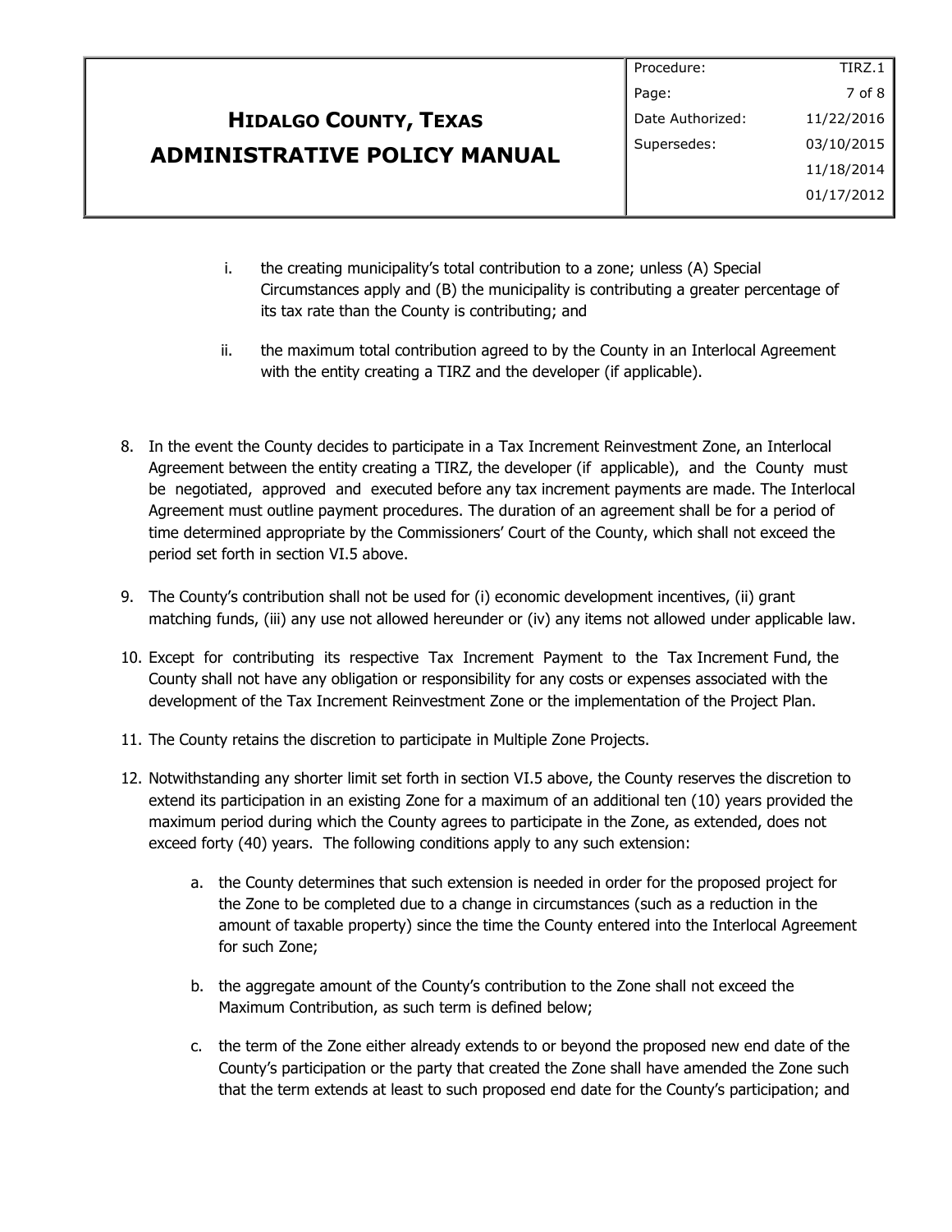i. the creating municipality's total contribution to a zone; unless (A) Special Circumstances apply and (B) the municipality is contributing a greater percentage of its tax rate than the County is contributing; and

ii. the maximum total contribution agreed to by the County in an Interlocal Agreement with the entity creating a TIRZ and the developer (if applicable).

8. In the event the County decides to participate in a Tax Increment Reinvestment Zone, an Interlocal Agreement between the entity creating a TIRZ, the developer (if applicable), and the County must be negotiated, approved and executed before any tax increment payments are made. The Interlocal Agreement must outline payment procedures. The duration of an agreement shall be for a period of time determined appropriate by the Commissioners' Court of the County, which shall not exceed the period set forth in section VI.5 above.

9. The County's contribution shall not be used for (i) economic development incentives, (ii) grant matching funds, (iii) any use not allowed hereunder or (iv) any items not allowed under applicable law.

10. Except for contributing its respective Tax Increment Payment to the Tax Increment Fund, the County shall not have any obligation or responsibility for any costs or expenses associated with the development of the Tax Increment Reinvestment Zone or the implementation of the Project Plan.

11. The County retains the discretion to participate in Multiple Zone Projects.

12. Notwithstanding any shorter limit set forth in section VI.5 above, the County reserves the discretion to extend its participation in an existing Zone for a maximum of an additional ten (10) years provided the maximum period during which the County agrees to participate in the Zone, as extended, does not exceed forty (40) years. The following conditions apply to any such extension:

    a. the County determines that such extension is needed in order for the proposed project for the Zone to be completed due to a change in circumstances (such as a reduction in the amount of taxable property) since the time the County entered into the Interlocal Agreement for such Zone;

    b. the aggregate amount of the County's contribution to the Zone shall not exceed the Maximum Contribution, as such term is defined below;

    c. the term of the Zone either already extends to or beyond the proposed new end date of the County's participation or the party that created the Zone shall have amended the Zone such that the term extends at least to such proposed end date for the County's participation; and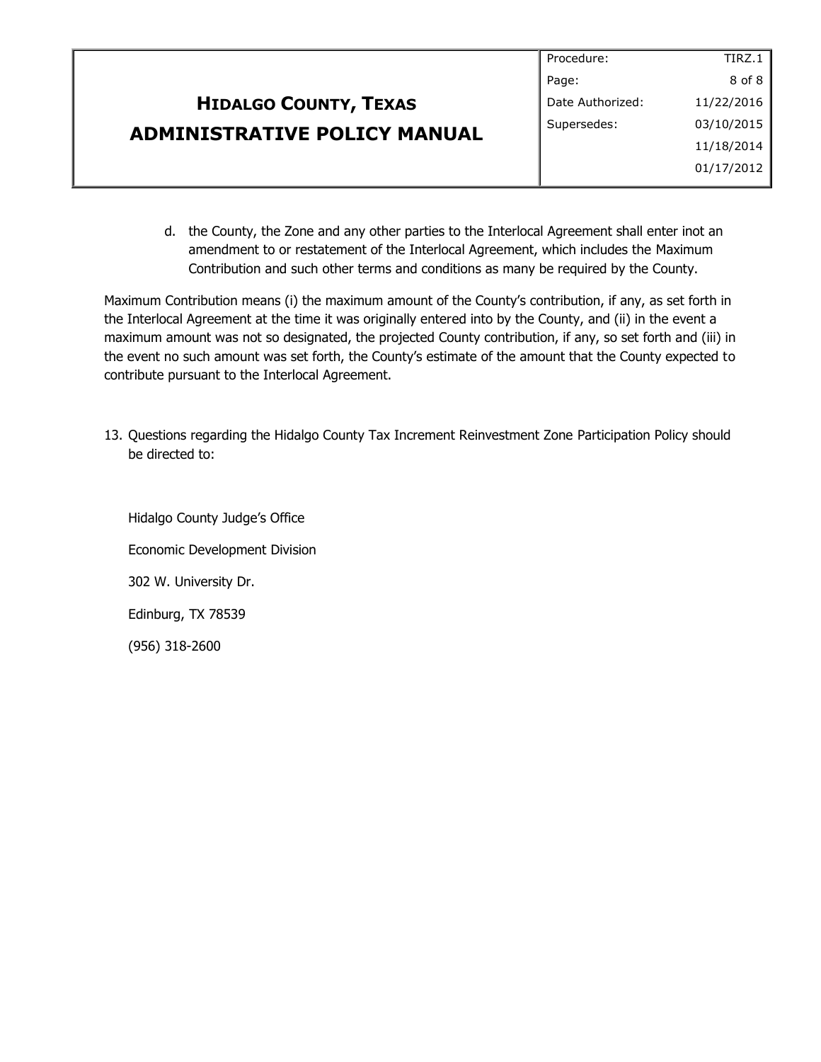d. the County, the Zone and any other parties to the Interlocal Agreement shall enter inot an amendment to or restatement of the Interlocal Agreement, which includes the Maximum Contribution and such other terms and conditions as many be required by the County.

Maximum Contribution means (i) the maximum amount of the County's contribution, if any, as set forth in the Interlocal Agreement at the time it was originally entered into by the County, and (ii) in the event a maximum amount was not so designated, the projected County contribution, if any, so set forth and (iii) in the event no such amount was set forth, the County's estimate of the amount that the County expected to contribute pursuant to the Interlocal Agreement.

13. Questions regarding the Hidalgo County Tax Increment Reinvestment Zone Participation Policy should be directed to:

    Hidalgo County Judge's Office

    Economic Development Division

    302 W. University Dr.

    Edinburg, TX 78539

    (956) 318-2600